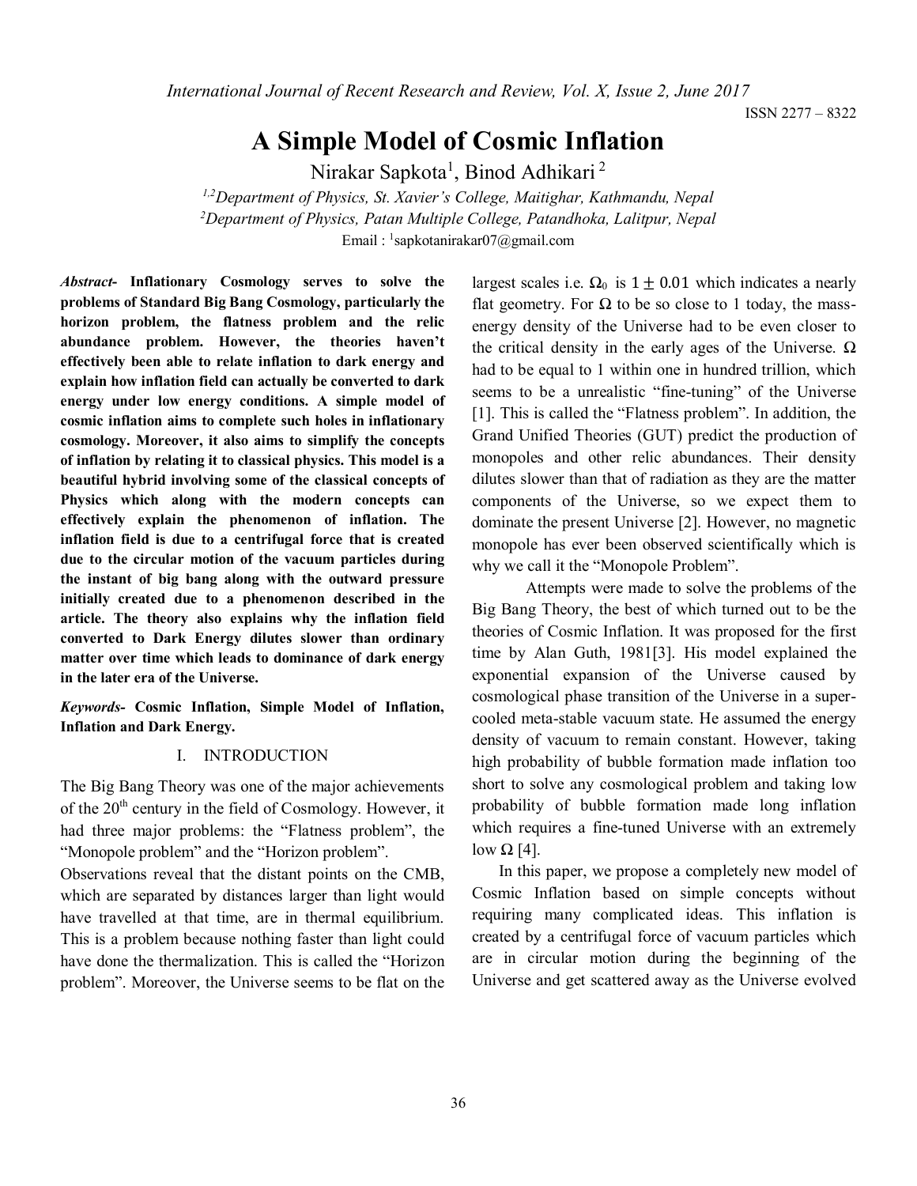# A Simple Model of Cosmic Inflation

Nirakar Sapkota[1], Binod Adhikari[2]

[1,2]*Department of Physics, St. Xavier's College, Maitighar, Kathmandu, Nepal*
[2]*Department of Physics, Patan Multiple College, Patandhoka, Lalitpur, Nepal*
Email : [1]sapkotanirakar07@gmail.com

***Abstract-*** **Inflationary Cosmology serves to solve the problems of Standard Big Bang Cosmology, particularly the horizon problem, the flatness problem and the relic abundance problem. However, the theories haven't effectively been able to relate inflation to dark energy and explain how inflation field can actually be converted to dark energy under low energy conditions. A simple model of cosmic inflation aims to complete such holes in inflationary cosmology. Moreover, it also aims to simplify the concepts of inflation by relating it to classical physics. This model is a beautiful hybrid involving some of the classical concepts of Physics which along with the modern concepts can effectively explain the phenomenon of inflation. The inflation field is due to a centrifugal force that is created due to the circular motion of the vacuum particles during the instant of big bang along with the outward pressure initially created due to a phenomenon described in the article. The theory also explains why the inflation field converted to Dark Energy dilutes slower than ordinary matter over time which leads to dominance of dark energy in the later era of the Universe.**

***Keywords-*** **Cosmic Inflation, Simple Model of Inflation, Inflation and Dark Energy.**

## I. INTRODUCTION

The Big Bang Theory was one of the major achievements of the 20th century in the field of Cosmology. However, it had three major problems: the "Flatness problem", the "Monopole problem" and the "Horizon problem".

Observations reveal that the distant points on the CMB, which are separated by distances larger than light would have travelled at that time, are in thermal equilibrium. This is a problem because nothing faster than light could have done the thermalization. This is called the "Horizon problem". Moreover, the Universe seems to be flat on the largest scales i.e. $\Omega_0$ is $1 \pm 0.01$ which indicates a nearly flat geometry. For $\Omega$ to be so close to 1 today, the mass-energy density of the Universe had to be even closer to the critical density in the early ages of the Universe. $\Omega$ had to be equal to 1 within one in hundred trillion, which seems to be a unrealistic "fine-tuning" of the Universe [1]. This is called the "Flatness problem". In addition, the Grand Unified Theories (GUT) predict the production of monopoles and other relic abundances. Their density dilutes slower than that of radiation as they are the matter components of the Universe, so we expect them to dominate the present Universe [2]. However, no magnetic monopole has ever been observed scientifically which is why we call it the "Monopole Problem".

Attempts were made to solve the problems of the Big Bang Theory, the best of which turned out to be the theories of Cosmic Inflation. It was proposed for the first time by Alan Guth, 1981[3]. His model explained the exponential expansion of the Universe caused by cosmological phase transition of the Universe in a super-cooled meta-stable vacuum state. He assumed the energy density of vacuum to remain constant. However, taking high probability of bubble formation made inflation too short to solve any cosmological problem and taking low probability of bubble formation made long inflation which requires a fine-tuned Universe with an extremely low $\Omega$ [4].

In this paper, we propose a completely new model of Cosmic Inflation based on simple concepts without requiring many complicated ideas. This inflation is created by a centrifugal force of vacuum particles which are in circular motion during the beginning of the Universe and get scattered away as the Universe evolved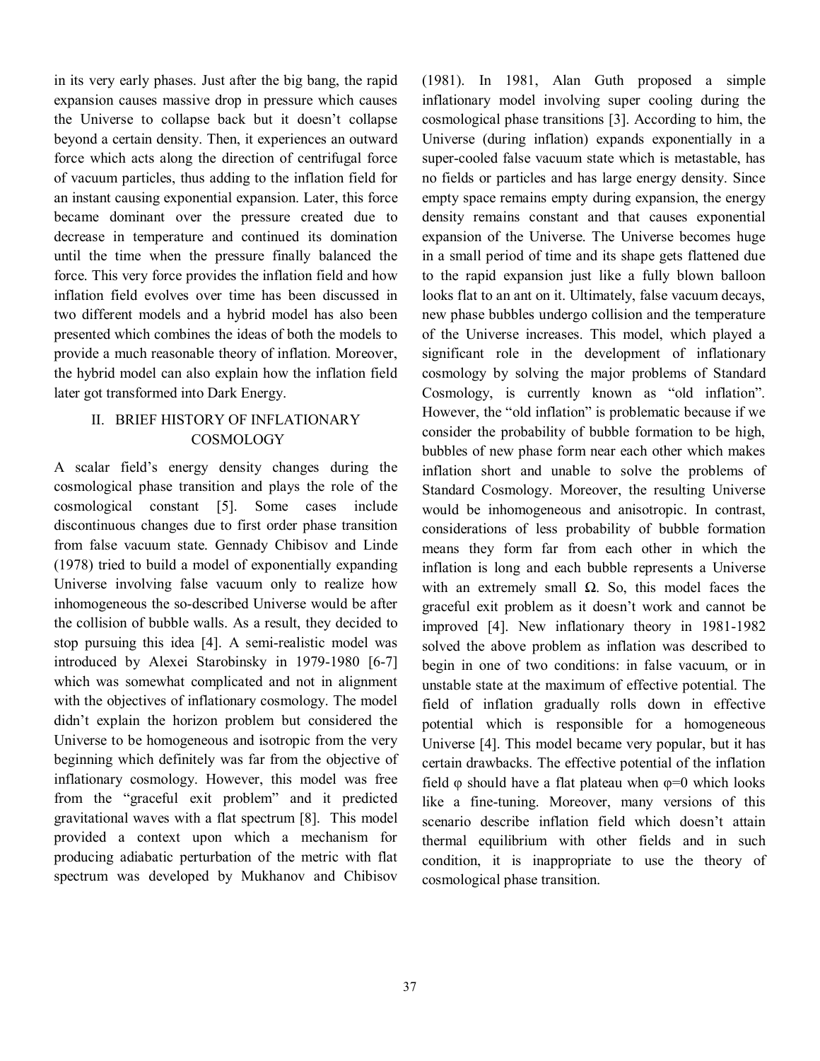in its very early phases. Just after the big bang, the rapid expansion causes massive drop in pressure which causes the Universe to collapse back but it doesn't collapse beyond a certain density. Then, it experiences an outward force which acts along the direction of centrifugal force of vacuum particles, thus adding to the inflation field for an instant causing exponential expansion. Later, this force became dominant over the pressure created due to decrease in temperature and continued its domination until the time when the pressure finally balanced the force. This very force provides the inflation field and how inflation field evolves over time has been discussed in two different models and a hybrid model has also been presented which combines the ideas of both the models to provide a much reasonable theory of inflation. Moreover, the hybrid model can also explain how the inflation field later got transformed into Dark Energy.

## II. BRIEF HISTORY OF INFLATIONARY COSMOLOGY

A scalar field's energy density changes during the cosmological phase transition and plays the role of the cosmological constant [5]. Some cases include discontinuous changes due to first order phase transition from false vacuum state. Gennady Chibisov and Linde (1978) tried to build a model of exponentially expanding Universe involving false vacuum only to realize how inhomogeneous the so-described Universe would be after the collision of bubble walls. As a result, they decided to stop pursuing this idea [4]. A semi-realistic model was introduced by Alexei Starobinsky in 1979-1980 [6-7] which was somewhat complicated and not in alignment with the objectives of inflationary cosmology. The model didn't explain the horizon problem but considered the Universe to be homogeneous and isotropic from the very beginning which definitely was far from the objective of inflationary cosmology. However, this model was free from the "graceful exit problem" and it predicted gravitational waves with a flat spectrum [8]. This model provided a context upon which a mechanism for producing adiabatic perturbation of the metric with flat spectrum was developed by Mukhanov and Chibisov (1981). In 1981, Alan Guth proposed a simple inflationary model involving super cooling during the cosmological phase transitions [3]. According to him, the Universe (during inflation) expands exponentially in a super-cooled false vacuum state which is metastable, has no fields or particles and has large energy density. Since empty space remains empty during expansion, the energy density remains constant and that causes exponential expansion of the Universe. The Universe becomes huge in a small period of time and its shape gets flattened due to the rapid expansion just like a fully blown balloon looks flat to an ant on it. Ultimately, false vacuum decays, new phase bubbles undergo collision and the temperature of the Universe increases. This model, which played a significant role in the development of inflationary cosmology by solving the major problems of Standard Cosmology, is currently known as "old inflation". However, the "old inflation" is problematic because if we consider the probability of bubble formation to be high, bubbles of new phase form near each other which makes inflation short and unable to solve the problems of Standard Cosmology. Moreover, the resulting Universe would be inhomogeneous and anisotropic. In contrast, considerations of less probability of bubble formation means they form far from each other in which the inflation is long and each bubble represents a Universe with an extremely small $\Omega$. So, this model faces the graceful exit problem as it doesn't work and cannot be improved [4]. New inflationary theory in 1981-1982 solved the above problem as inflation was described to begin in one of two conditions: in false vacuum, or in unstable state at the maximum of effective potential. The field of inflation gradually rolls down in effective potential which is responsible for a homogeneous Universe [4]. This model became very popular, but it has certain drawbacks. The effective potential of the inflation field $\varphi$ should have a flat plateau when $\varphi=0$ which looks like a fine-tuning. Moreover, many versions of this scenario describe inflation field which doesn't attain thermal equilibrium with other fields and in such condition, it is inappropriate to use the theory of cosmological phase transition.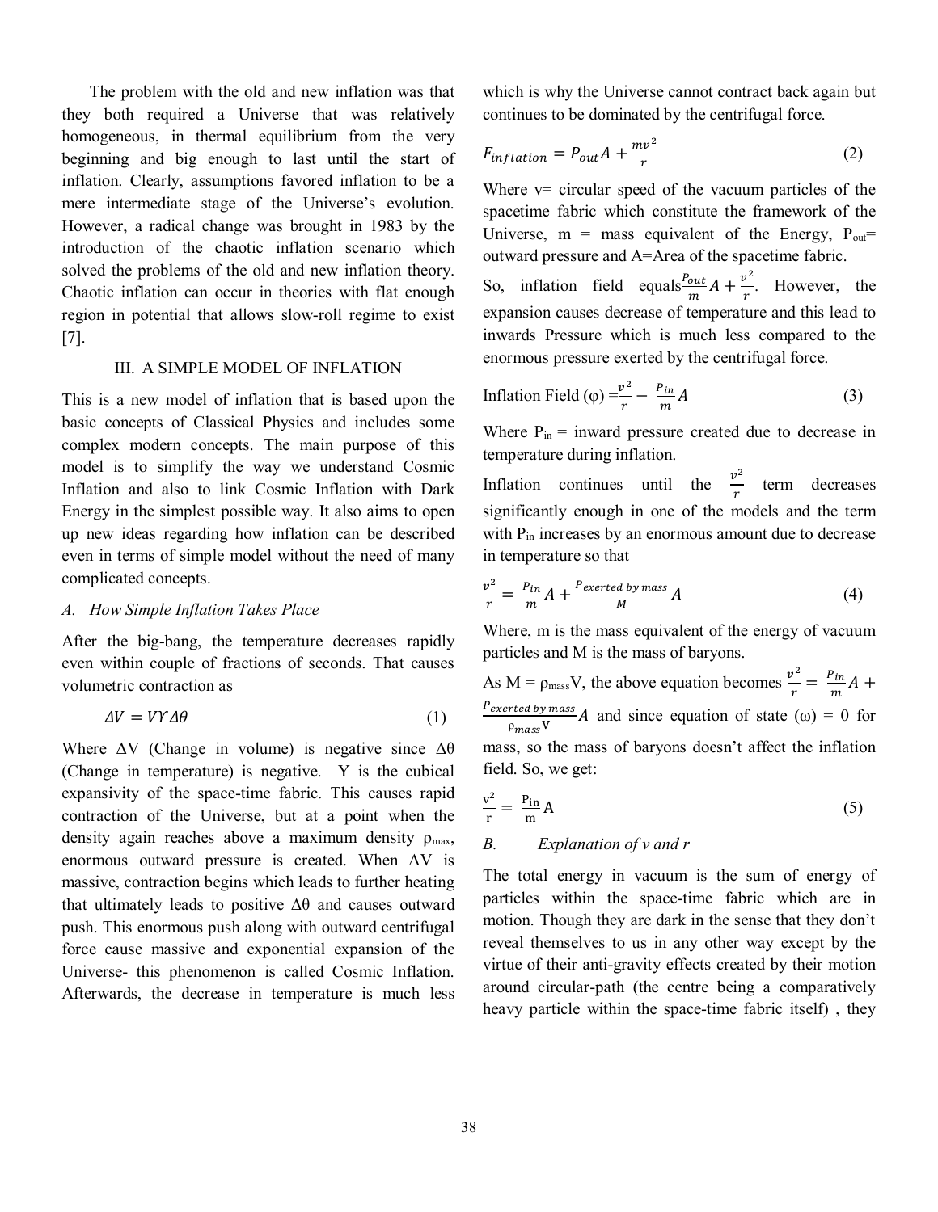The problem with the old and new inflation was that they both required a Universe that was relatively homogeneous, in thermal equilibrium from the very beginning and big enough to last until the start of inflation. Clearly, assumptions favored inflation to be a mere intermediate stage of the Universe's evolution. However, a radical change was brought in 1983 by the introduction of the chaotic inflation scenario which solved the problems of the old and new inflation theory. Chaotic inflation can occur in theories with flat enough region in potential that allows slow-roll regime to exist [7].

## III. A SIMPLE MODEL OF INFLATION

This is a new model of inflation that is based upon the basic concepts of Classical Physics and includes some complex modern concepts. The main purpose of this model is to simplify the way we understand Cosmic Inflation and also to link Cosmic Inflation with Dark Energy in the simplest possible way. It also aims to open up new ideas regarding how inflation can be described even in terms of simple model without the need of many complicated concepts.

### *A. How Simple Inflation Takes Place*

After the big-bang, the temperature decreases rapidly even within couple of fractions of seconds. That causes volumetric contraction as

$$\Delta V = V Y \Delta\theta \tag{1}$$

Where $\Delta V$ (Change in volume) is negative since $\Delta\theta$ (Change in temperature) is negative. Y is the cubical expansivity of the space-time fabric. This causes rapid contraction of the Universe, but at a point when the density again reaches above a maximum density $\rho_{max}$, enormous outward pressure is created. When $\Delta V$ is massive, contraction begins which leads to further heating that ultimately leads to positive $\Delta\theta$ and causes outward push. This enormous push along with outward centrifugal force cause massive and exponential expansion of the Universe- this phenomenon is called Cosmic Inflation. Afterwards, the decrease in temperature is much less which is why the Universe cannot contract back again but continues to be dominated by the centrifugal force.

$$F_{inflation} = P_{out}A + \frac{mv^2}{r} \tag{2}$$

Where v= circular speed of the vacuum particles of the spacetime fabric which constitute the framework of the Universe, m = mass equivalent of the Energy, $P_{out}$= outward pressure and A=Area of the spacetime fabric.

So, inflation field equals $\frac{P_{out}}{m}A + \frac{v^2}{r}$. However, the expansion causes decrease of temperature and this lead to inwards Pressure which is much less compared to the enormous pressure exerted by the centrifugal force.

$$\text{Inflation Field } (\varphi) = \frac{v^2}{r} - \frac{P_{in}}{m}A \tag{3}$$

Where $P_{in}$ = inward pressure created due to decrease in temperature during inflation.

Inflation continues until the $\frac{v^2}{r}$ term decreases significantly enough in one of the models and the term with $P_{in}$ increases by an enormous amount due to decrease in temperature so that

$$\frac{v^2}{r} = \frac{P_{in}}{m}A + \frac{P_{exerted\ by\ mass}}{M}A \tag{4}$$

Where, m is the mass equivalent of the energy of vacuum particles and M is the mass of baryons.

As M = $\rho_{mass}$V, the above equation becomes $\frac{v^2}{r} = \frac{P_{in}}{m}A + \frac{P_{exerted\ by\ mass}}{\rho_{mass}V}A$ and since equation of state ($\omega$) = 0 for mass, so the mass of baryons doesn't affect the inflation field. So, we get:

$$\frac{v^2}{r} = \frac{P_{in}}{m}A \tag{5}$$

### *B. Explanation of v and r*

The total energy in vacuum is the sum of energy of particles within the space-time fabric which are in motion. Though they are dark in the sense that they don't reveal themselves to us in any other way except by the virtue of their anti-gravity effects created by their motion around circular-path (the centre being a comparatively heavy particle within the space-time fabric itself) , they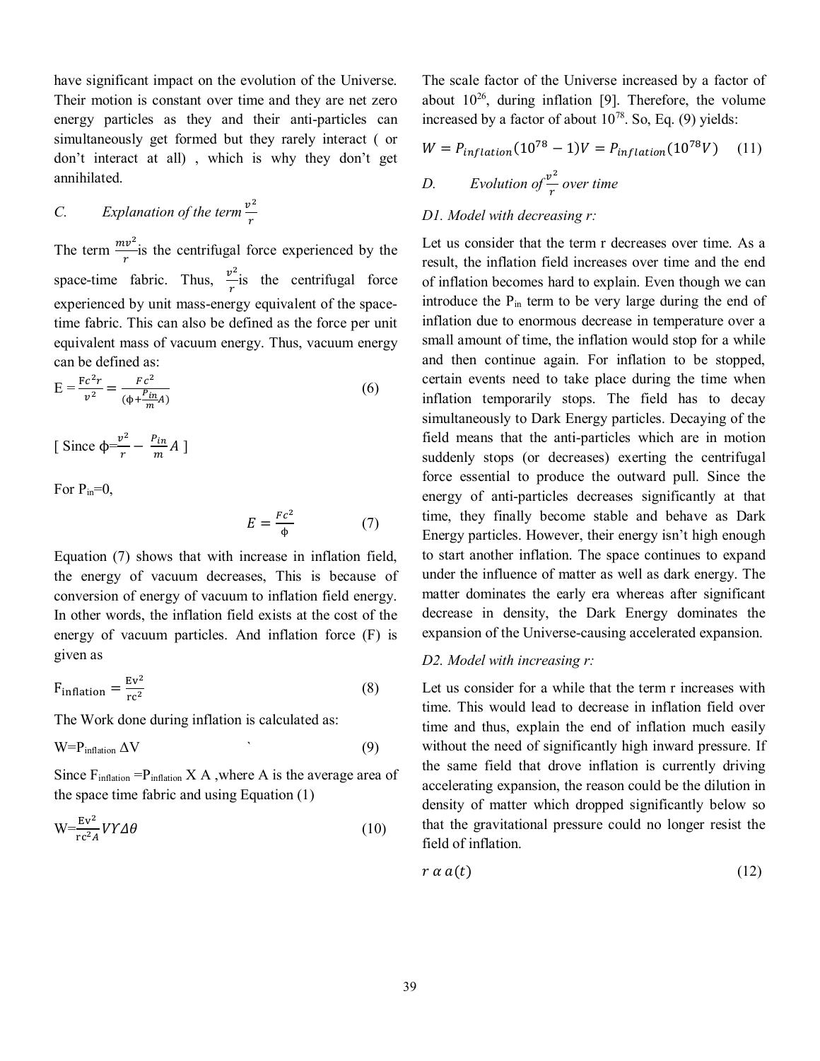have significant impact on the evolution of the Universe. Their motion is constant over time and they are net zero energy particles as they and their anti-particles can simultaneously get formed but they rarely interact ( or don't interact at all) , which is why they don't get annihilated.

### C. Explanation of the term $\frac{v^2}{r}$

The term $\frac{mv^2}{r}$ is the centrifugal force experienced by the space-time fabric. Thus, $\frac{v^2}{r}$ is the centrifugal force experienced by unit mass-energy equivalent of the space-time fabric. This can also be defined as the force per unit equivalent mass of vacuum energy. Thus, vacuum energy can be defined as:

$$E = \frac{Fc^2 r}{v^2} = \frac{Fc^2}{(\phi + \frac{P_{in}}{m} A)} \tag{6}$$

[ Since $\phi = \frac{v^2}{r} - \frac{P_{in}}{m} A$ ]

For $P_{in}=0$,

$$E = \frac{Fc^2}{\phi} \tag{7}$$

Equation (7) shows that with increase in inflation field, the energy of vacuum decreases, This is because of conversion of energy of vacuum to inflation field energy. In other words, the inflation field exists at the cost of the energy of vacuum particles. And inflation force (F) is given as

$$F_{\text{inflation}} = \frac{Ev^2}{rc^2} \tag{8}$$

The Work done during inflation is calculated as:

$$W = P_{\text{inflation}} \, \Delta V \tag{9}$$

Since $F_{\text{inflation}} = P_{\text{inflation}} \times A$ ,where A is the average area of the space time fabric and using Equation (1)

$$W = \frac{Ev^2}{rc^2 A} V Y \Delta\theta \tag{10}$$

The scale factor of the Universe increased by a factor of about $10^{26}$, during inflation [9]. Therefore, the volume increased by a factor of about $10^{78}$. So, Eq. (9) yields:

$$W = P_{inflation}(10^{78} - 1)V = P_{inflation}(10^{78} V) \tag{11}$$

### D. Evolution of $\frac{v^2}{r}$ over time

*D1. Model with decreasing r:*

Let us consider that the term r decreases over time. As a result, the inflation field increases over time and the end of inflation becomes hard to explain. Even though we can introduce the $P_{in}$ term to be very large during the end of inflation due to enormous decrease in temperature over a small amount of time, the inflation would stop for a while and then continue again. For inflation to be stopped, certain events need to take place during the time when inflation temporarily stops. The field has to decay simultaneously to Dark Energy particles. Decaying of the field means that the anti-particles which are in motion suddenly stops (or decreases) exerting the centrifugal force essential to produce the outward pull. Since the energy of anti-particles decreases significantly at that time, they finally become stable and behave as Dark Energy particles. However, their energy isn't high enough to start another inflation. The space continues to expand under the influence of matter as well as dark energy. The matter dominates the early era whereas after significant decrease in density, the Dark Energy dominates the expansion of the Universe-causing accelerated expansion.

*D2. Model with increasing r:*

Let us consider for a while that the term r increases with time. This would lead to decrease in inflation field over time and thus, explain the end of inflation much easily without the need of significantly high inward pressure. If the same field that drove inflation is currently driving accelerating expansion, the reason could be the dilution in density of matter which dropped significantly below so that the gravitational pressure could no longer resist the field of inflation.

$$r \propto a(t) \tag{12}$$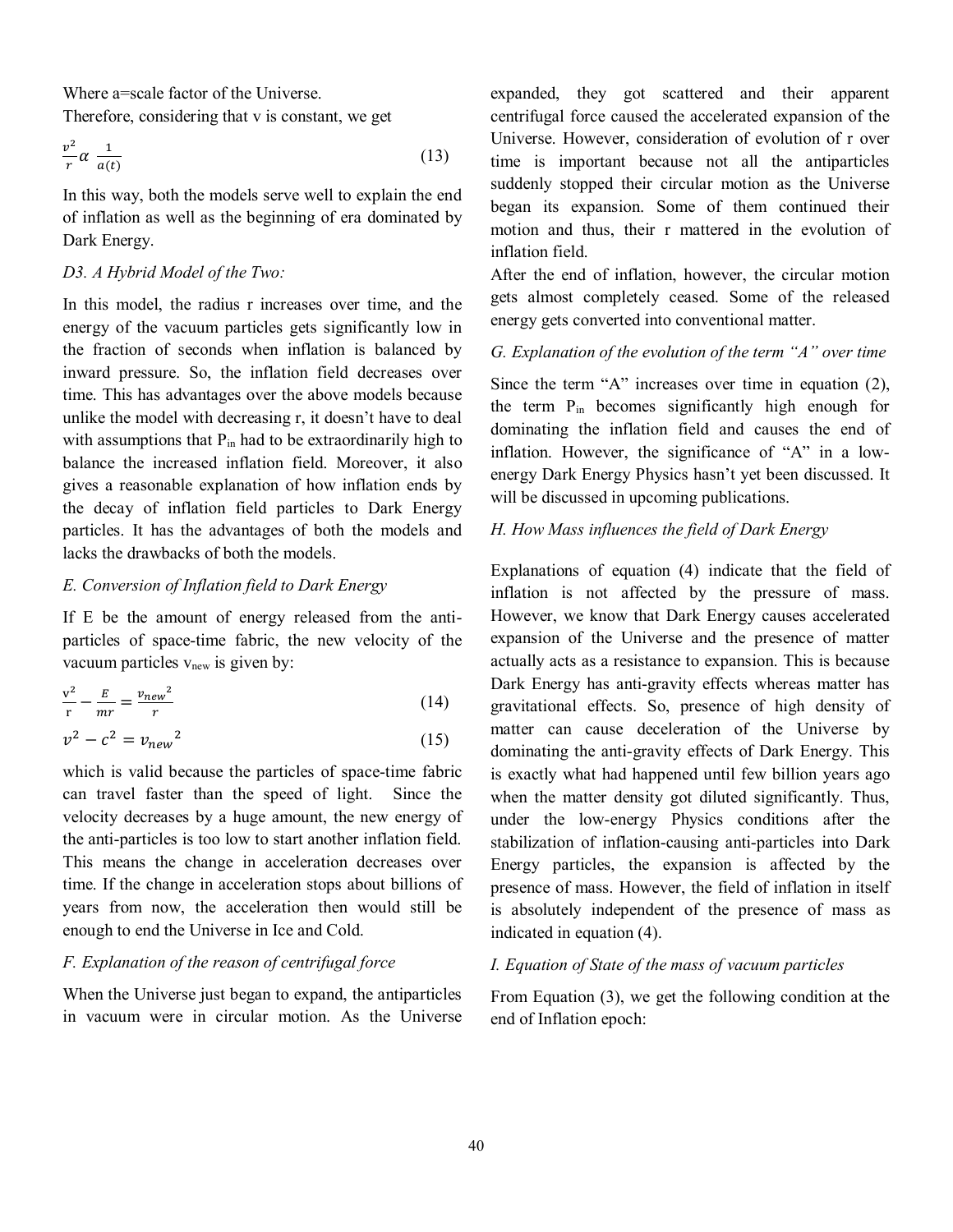Where a=scale factor of the Universe.

Therefore, considering that v is constant, we get

$$\frac{v^2}{r} \alpha \frac{1}{a(t)} \tag{13}$$

In this way, both the models serve well to explain the end of inflation as well as the beginning of era dominated by Dark Energy.

### *D3. A Hybrid Model of the Two:*

In this model, the radius r increases over time, and the energy of the vacuum particles gets significantly low in the fraction of seconds when inflation is balanced by inward pressure. So, the inflation field decreases over time. This has advantages over the above models because unlike the model with decreasing r, it doesn't have to deal with assumptions that $P_{in}$ had to be extraordinarily high to balance the increased inflation field. Moreover, it also gives a reasonable explanation of how inflation ends by the decay of inflation field particles to Dark Energy particles. It has the advantages of both the models and lacks the drawbacks of both the models.

### *E. Conversion of Inflation field to Dark Energy*

If E be the amount of energy released from the anti-particles of space-time fabric, the new velocity of the vacuum particles $v_{new}$ is given by:

$$\frac{v^2}{r} - \frac{E}{mr} = \frac{{v_{new}}^2}{r} \tag{14}$$

$$v^2 - c^2 = {v_{new}}^2 \tag{15}$$

which is valid because the particles of space-time fabric can travel faster than the speed of light. Since the velocity decreases by a huge amount, the new energy of the anti-particles is too low to start another inflation field. This means the change in acceleration decreases over time. If the change in acceleration stops about billions of years from now, the acceleration then would still be enough to end the Universe in Ice and Cold.

### *F. Explanation of the reason of centrifugal force*

When the Universe just began to expand, the antiparticles in vacuum were in circular motion. As the Universe expanded, they got scattered and their apparent centrifugal force caused the accelerated expansion of the Universe. However, consideration of evolution of r over time is important because not all the antiparticles suddenly stopped their circular motion as the Universe began its expansion. Some of them continued their motion and thus, their r mattered in the evolution of inflation field.

After the end of inflation, however, the circular motion gets almost completely ceased. Some of the released energy gets converted into conventional matter.

### *G. Explanation of the evolution of the term "A" over time*

Since the term "A" increases over time in equation (2), the term $P_{in}$ becomes significantly high enough for dominating the inflation field and causes the end of inflation. However, the significance of "A" in a low-energy Dark Energy Physics hasn't yet been discussed. It will be discussed in upcoming publications.

### *H. How Mass influences the field of Dark Energy*

Explanations of equation (4) indicate that the field of inflation is not affected by the pressure of mass. However, we know that Dark Energy causes accelerated expansion of the Universe and the presence of matter actually acts as a resistance to expansion. This is because Dark Energy has anti-gravity effects whereas matter has gravitational effects. So, presence of high density of matter can cause deceleration of the Universe by dominating the anti-gravity effects of Dark Energy. This is exactly what had happened until few billion years ago when the matter density got diluted significantly. Thus, under the low-energy Physics conditions after the stabilization of inflation-causing anti-particles into Dark Energy particles, the expansion is affected by the presence of mass. However, the field of inflation in itself is absolutely independent of the presence of mass as indicated in equation (4).

### *I. Equation of State of the mass of vacuum particles*

From Equation (3), we get the following condition at the end of Inflation epoch: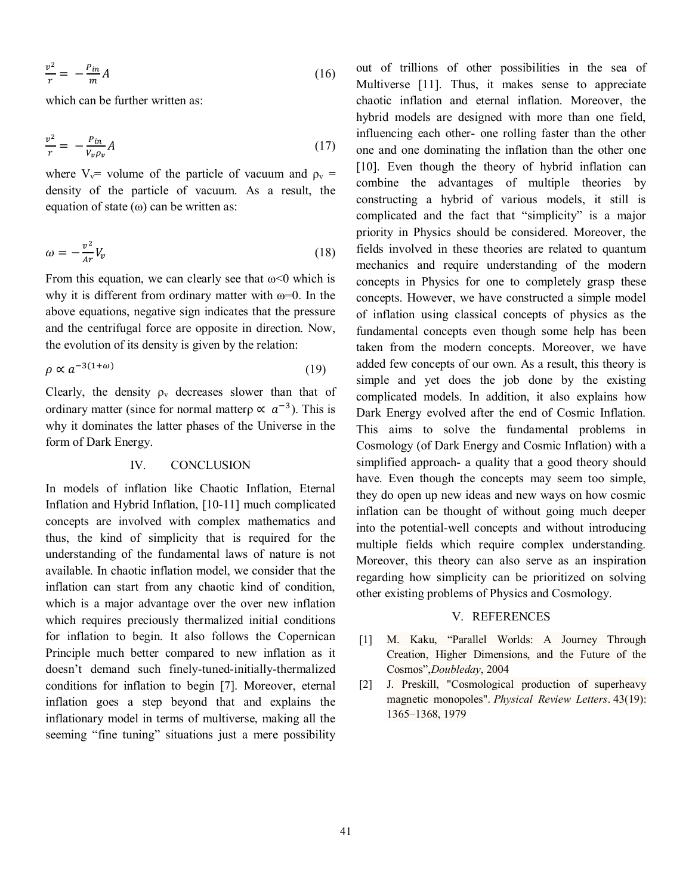$$\frac{v^2}{r} = -\frac{P_{in}}{m}A \tag{16}$$

which can be further written as:

$$\frac{v^2}{r} = -\frac{P_{in}}{V_v \rho_v}A \tag{17}$$

where $V_v$= volume of the particle of vacuum and $\rho_v$ = density of the particle of vacuum. As a result, the equation of state ($\omega$) can be written as:

$$\omega = -\frac{v^2}{Ar}V_v \tag{18}$$

From this equation, we can clearly see that $\omega<0$ which is why it is different from ordinary matter with $\omega=0$. In the above equations, negative sign indicates that the pressure and the centrifugal force are opposite in direction. Now, the evolution of its density is given by the relation:

$$\rho \propto a^{-3(1+\omega)} \tag{19}$$

Clearly, the density $\rho_v$ decreases slower than that of ordinary matter (since for normal matter $\rho \propto a^{-3}$). This is why it dominates the latter phases of the Universe in the form of Dark Energy.

## IV. CONCLUSION

In models of inflation like Chaotic Inflation, Eternal Inflation and Hybrid Inflation, [10-11] much complicated concepts are involved with complex mathematics and thus, the kind of simplicity that is required for the understanding of the fundamental laws of nature is not available. In chaotic inflation model, we consider that the inflation can start from any chaotic kind of condition, which is a major advantage over the over new inflation which requires preciously thermalized initial conditions for inflation to begin. It also follows the Copernican Principle much better compared to new inflation as it doesn't demand such finely-tuned-initially-thermalized conditions for inflation to begin [7]. Moreover, eternal inflation goes a step beyond that and explains the inflationary model in terms of multiverse, making all the seeming "fine tuning" situations just a mere possibility out of trillions of other possibilities in the sea of Multiverse [11]. Thus, it makes sense to appreciate chaotic inflation and eternal inflation. Moreover, the hybrid models are designed with more than one field, influencing each other- one rolling faster than the other one and one dominating the inflation than the other one [10]. Even though the theory of hybrid inflation can combine the advantages of multiple theories by constructing a hybrid of various models, it still is complicated and the fact that "simplicity" is a major priority in Physics should be considered. Moreover, the fields involved in these theories are related to quantum mechanics and require understanding of the modern concepts in Physics for one to completely grasp these concepts. However, we have constructed a simple model of inflation using classical concepts of physics as the fundamental concepts even though some help has been taken from the modern concepts. Moreover, we have added few concepts of our own. As a result, this theory is simple and yet does the job done by the existing complicated models. In addition, it also explains how Dark Energy evolved after the end of Cosmic Inflation. This aims to solve the fundamental problems in Cosmology (of Dark Energy and Cosmic Inflation) with a simplified approach- a quality that a good theory should have. Even though the concepts may seem too simple, they do open up new ideas and new ways on how cosmic inflation can be thought of without going much deeper into the potential-well concepts and without introducing multiple fields which require complex understanding. Moreover, this theory can also serve as an inspiration regarding how simplicity can be prioritized on solving other existing problems of Physics and Cosmology.

## V. REFERENCES

[1] M. Kaku, "Parallel Worlds: A Journey Through Creation, Higher Dimensions, and the Future of the Cosmos",*Doubleday*, 2004

[2] J. Preskill, "Cosmological production of superheavy magnetic monopoles". *Physical Review Letters*. 43(19): 1365–1368, 1979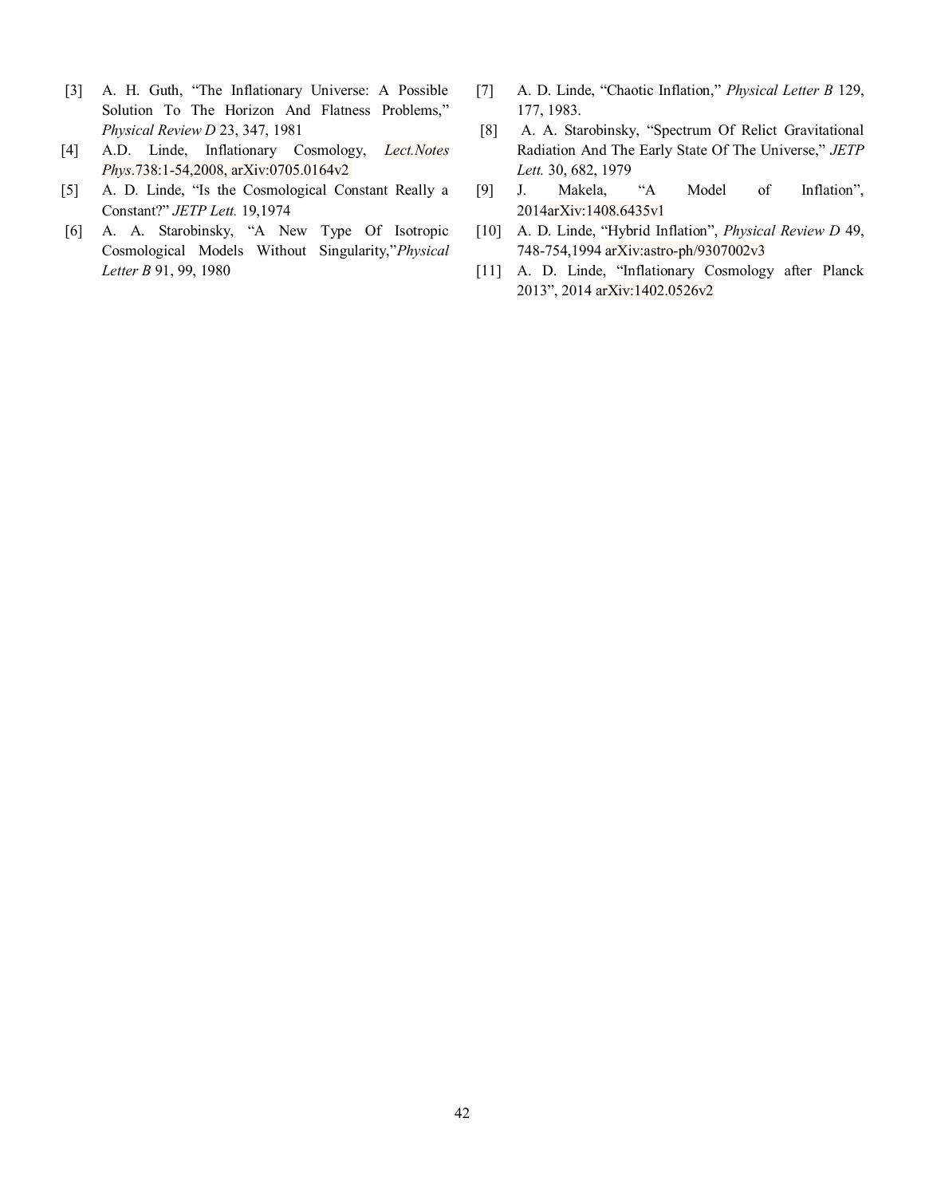[3] A. H. Guth, "The Inflationary Universe: A Possible Solution To The Horizon And Flatness Problems," *Physical Review D* 23, 347, 1981

[4] A.D. Linde, Inflationary Cosmology, *Lect.Notes Phys*.738:1-54,2008, arXiv:0705.0164v2

[5] A. D. Linde, "Is the Cosmological Constant Really a Constant?" *JETP Lett.* 19,1974

[6] A. A. Starobinsky, "A New Type Of Isotropic Cosmological Models Without Singularity,"*Physical Letter B* 91, 99, 1980

[7] A. D. Linde, "Chaotic Inflation," *Physical Letter B* 129, 177, 1983.

[8] A. A. Starobinsky, "Spectrum Of Relict Gravitational Radiation And The Early State Of The Universe," *JETP Lett.* 30, 682, 1979

[9] J. Makela, "A Model of Inflation", 2014arXiv:1408.6435v1

[10] A. D. Linde, "Hybrid Inflation", *Physical Review D* 49, 748-754,1994 arXiv:astro-ph/9307002v3

[11] A. D. Linde, "Inflationary Cosmology after Planck 2013", 2014 arXiv:1402.0526v2